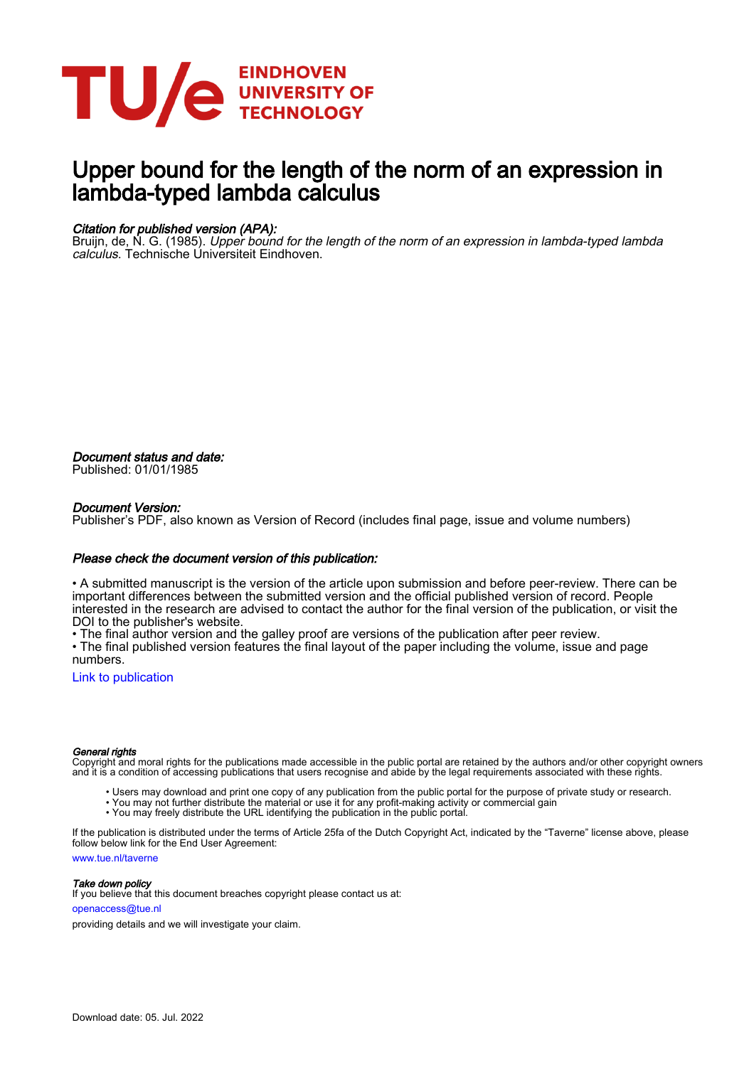# Upper bound for the length of the norm of an expression in lambda-typed lambda calculus

*Citation for published version (APA):*
Bruijn, de, N. G. (1985). *Upper bound for the length of the norm of an expression in lambda-typed lambda calculus.* Technische Universiteit Eindhoven.

*Document status and date:*
Published: 01/01/1985

*Document Version:*
Publisher's PDF, also known as Version of Record (includes final page, issue and volume numbers)

*Please check the document version of this publication:*

• A submitted manuscript is the version of the article upon submission and before peer-review. There can be important differences between the submitted version and the official published version of record. People interested in the research are advised to contact the author for the final version of the publication, or visit the DOI to the publisher's website.
• The final author version and the galley proof are versions of the publication after peer review.
• The final published version features the final layout of the paper including the volume, issue and page numbers.

Link to publication

*General rights*
Copyright and moral rights for the publications made accessible in the public portal are retained by the authors and/or other copyright owners and it is a condition of accessing publications that users recognise and abide by the legal requirements associated with these rights.

- Users may download and print one copy of any publication from the public portal for the purpose of private study or research.
- You may not further distribute the material or use it for any profit-making activity or commercial gain
- You may freely distribute the URL identifying the publication in the public portal.

If the publication is distributed under the terms of Article 25fa of the Dutch Copyright Act, indicated by the "Taverne" license above, please follow below link for the End User Agreement:

www.tue.nl/taverne

*Take down policy*
If you believe that this document breaches copyright please contact us at:

openaccess@tue.nl

providing details and we will investigate your claim.

Download date: 05. Jul. 2022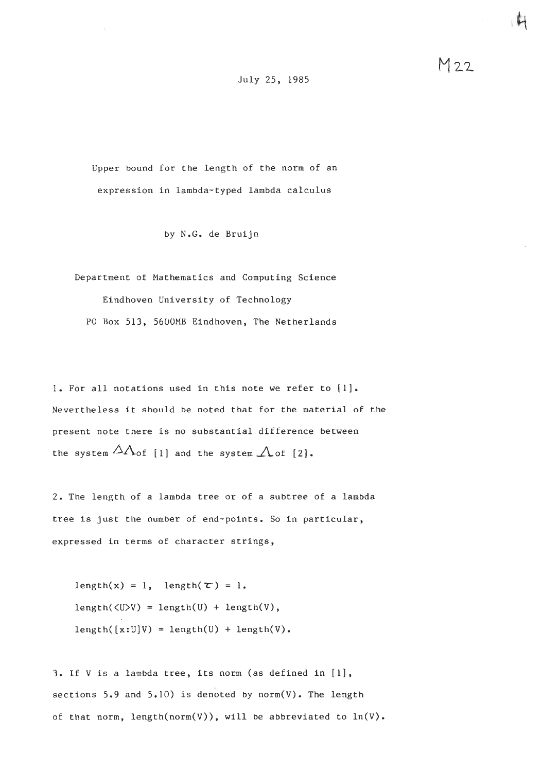July 25, 1985

Upper bound for the length of the norm of an expression in lambda-typed lambda calculus

by N.G. de Bruijn

Department of Mathematics and Computing Science
Eindhoven University of Technology
PO Box 513, 5600MB Eindhoven, The Netherlands

1. For all notations used in this note we refer to [1]. Nevertheless it should be noted that for the material of the present note there is no substantial difference between the system $\Delta\Lambda$ of [1] and the system $\Lambda$ of [2].

2. The length of a lambda tree or of a subtree of a lambda tree is just the number of end-points. So in particular, expressed in terms of character strings,

$$\text{length}(x) = 1, \quad \text{length}(\tau) = 1.$$

$$\text{length}(\langle U\rangle V) = \text{length}(U) + \text{length}(V),$$

$$\text{length}([x{:}U]V) = \text{length}(U) + \text{length}(V).$$

3. If V is a lambda tree, its norm (as defined in [1], sections 5.9 and 5.10) is denoted by norm(V). The length of that norm, length(norm(V)), will be abbreviated to ln(V).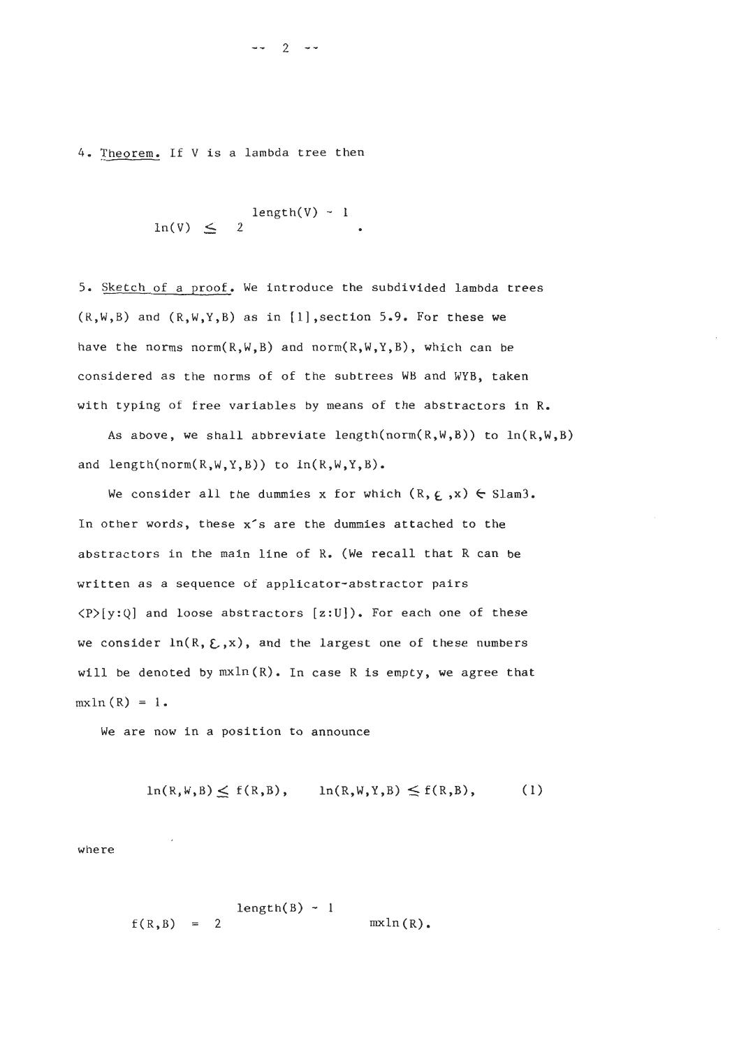4. Theorem. If V is a lambda tree then

$$\ln(V) \leq 2^{\text{length}(V) - 1}.$$

5. Sketch of a proof. We introduce the subdivided lambda trees (R,W,B) and (R,W,Y,B) as in [1],section 5.9. For these we have the norms norm(R,W,B) and norm(R,W,Y,B), which can be considered as the norms of of the subtrees WB and WYB, taken with typing of free variables by means of the abstractors in R.

As above, we shall abbreviate length(norm(R,W,B)) to ln(R,W,B) and length(norm(R,W,Y,B)) to ln(R,W,Y,B).

We consider all the dummies x for which $(R, \varepsilon, x) \in$ Slam3. In other words, these x's are the dummies attached to the abstractors in the main line of R. (We recall that R can be written as a sequence of applicator-abstractor pairs <P>[y:Q] and loose abstractors [z:U]). For each one of these we consider $\ln(R, \varepsilon, x)$, and the largest one of these numbers will be denoted by mxln(R). In case R is empty, we agree that mxln(R) = 1.

We are now in a position to announce

$$\ln(R,W,B) \leq f(R,B), \qquad \ln(R,W,Y,B) \leq f(R,B), \qquad (1)$$

where

$$f(R,B) = 2^{\text{length}(B) - 1} \, \text{mxln}(R).$$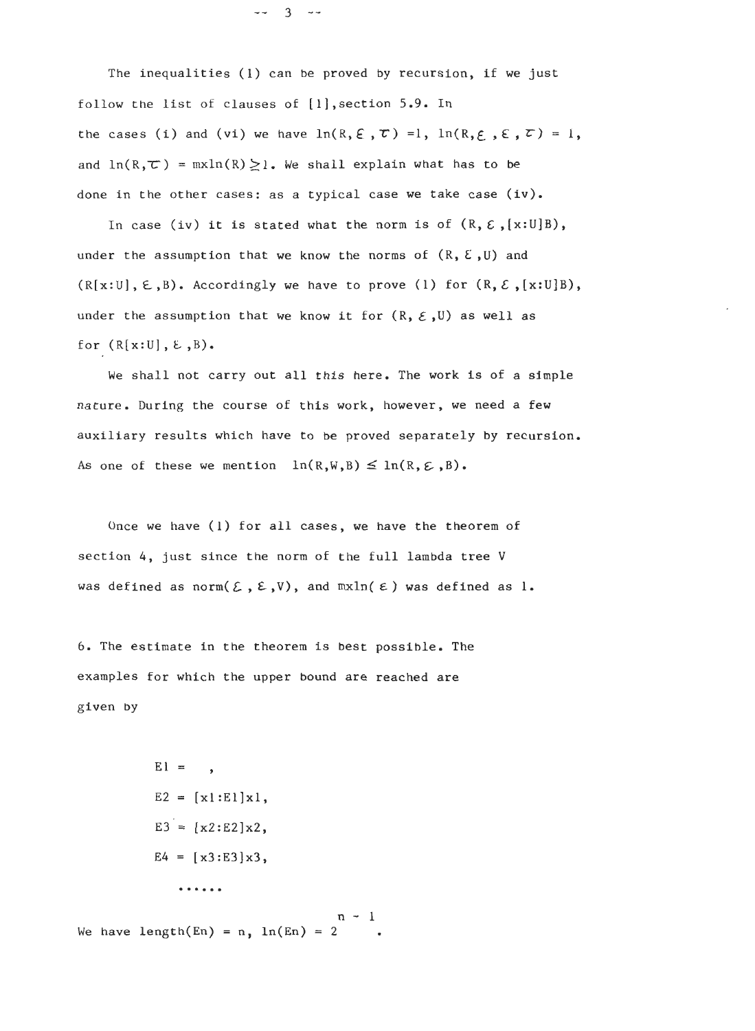The inequalities (1) can be proved by recursion, if we just follow the list of clauses of [1], section 5.9. In the cases (i) and (vi) we have $\ln(R,\varepsilon,\tau) = 1$, $\ln(R,\varepsilon,\varepsilon,\tau) = 1$, and $\ln(R,\tau) = \mathrm{mxln}(R) \geq 1$. We shall explain what has to be done in the other cases: as a typical case we take case (iv).

In case (iv) it is stated what the norm is of $(R, \varepsilon, [x:U]B)$, under the assumption that we know the norms of $(R, \varepsilon, U)$ and $(R[x:U], \varepsilon, B)$. Accordingly we have to prove (1) for $(R, \varepsilon, [x:U]B)$, under the assumption that we know it for $(R, \varepsilon, U)$ as well as for $(R[x:U], \varepsilon, B)$.

We shall not carry out all this here. The work is of a simple nature. During the course of this work, however, we need a few auxiliary results which have to be proved separately by recursion. As one of these we mention $\ln(R,W,B) \leq \ln(R,\varepsilon,B)$.

Once we have (1) for all cases, we have the theorem of section 4, just since the norm of the full lambda tree V was defined as $\mathrm{norm}(\mathcal{E}, \varepsilon, V)$, and $\mathrm{mxln}(\varepsilon)$ was defined as 1.

6. The estimate in the theorem is best possible. The examples for which the upper bound are reached are given by

E1 = ,

E2 = [x1:E1]x1,

E3 = [x2:E2]x2,

E4 = [x3:E3]x3,

......

We have $\mathrm{length}(En) = n$, $\ln(En) = 2^{n-1}$.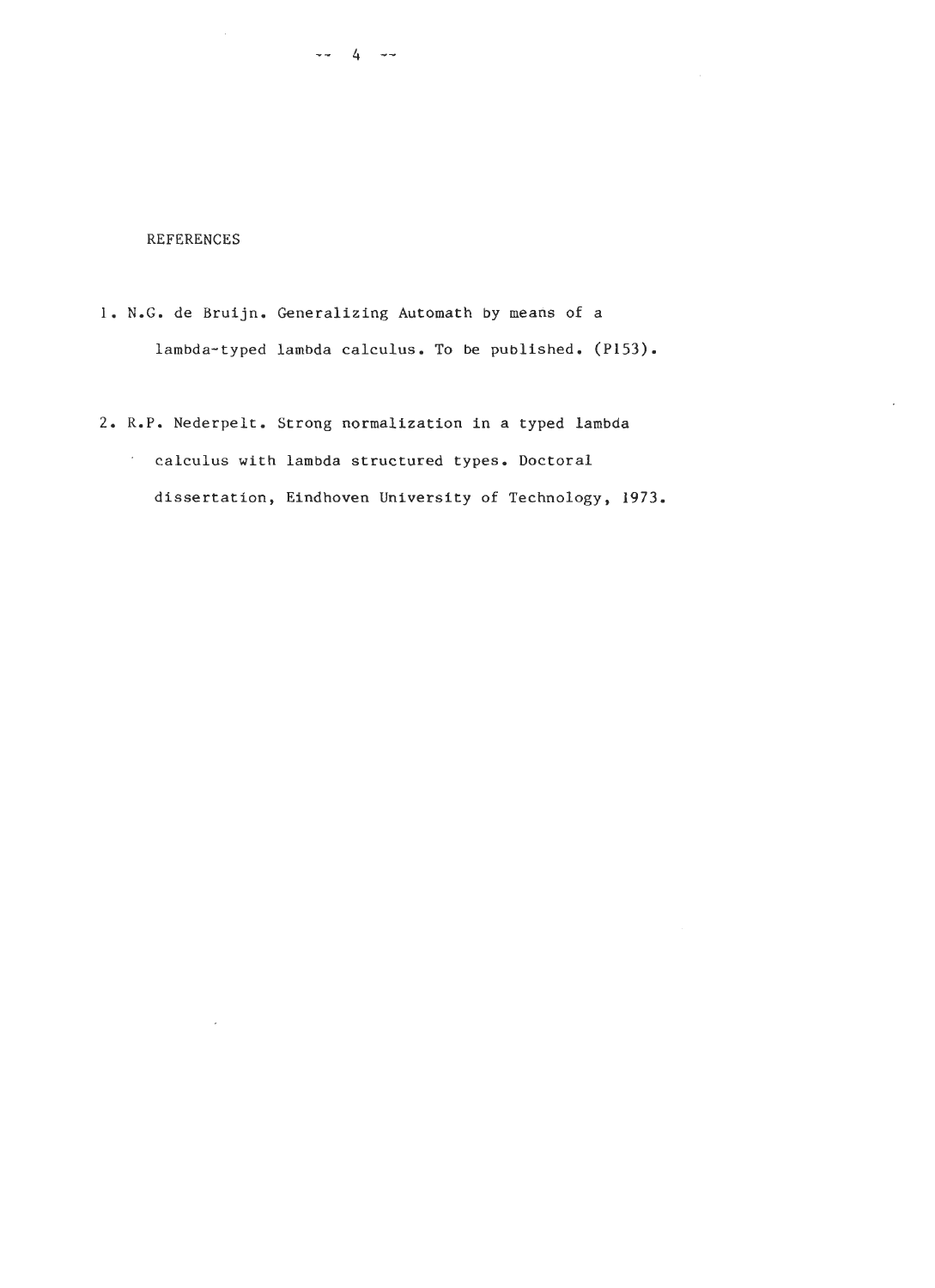## REFERENCES

1. N.G. de Bruijn. Generalizing Automath by means of a lambda-typed lambda calculus. To be published. (P153).

2. R.P. Nederpelt. Strong normalization in a typed lambda calculus with lambda structured types. Doctoral dissertation, Eindhoven University of Technology, 1973.